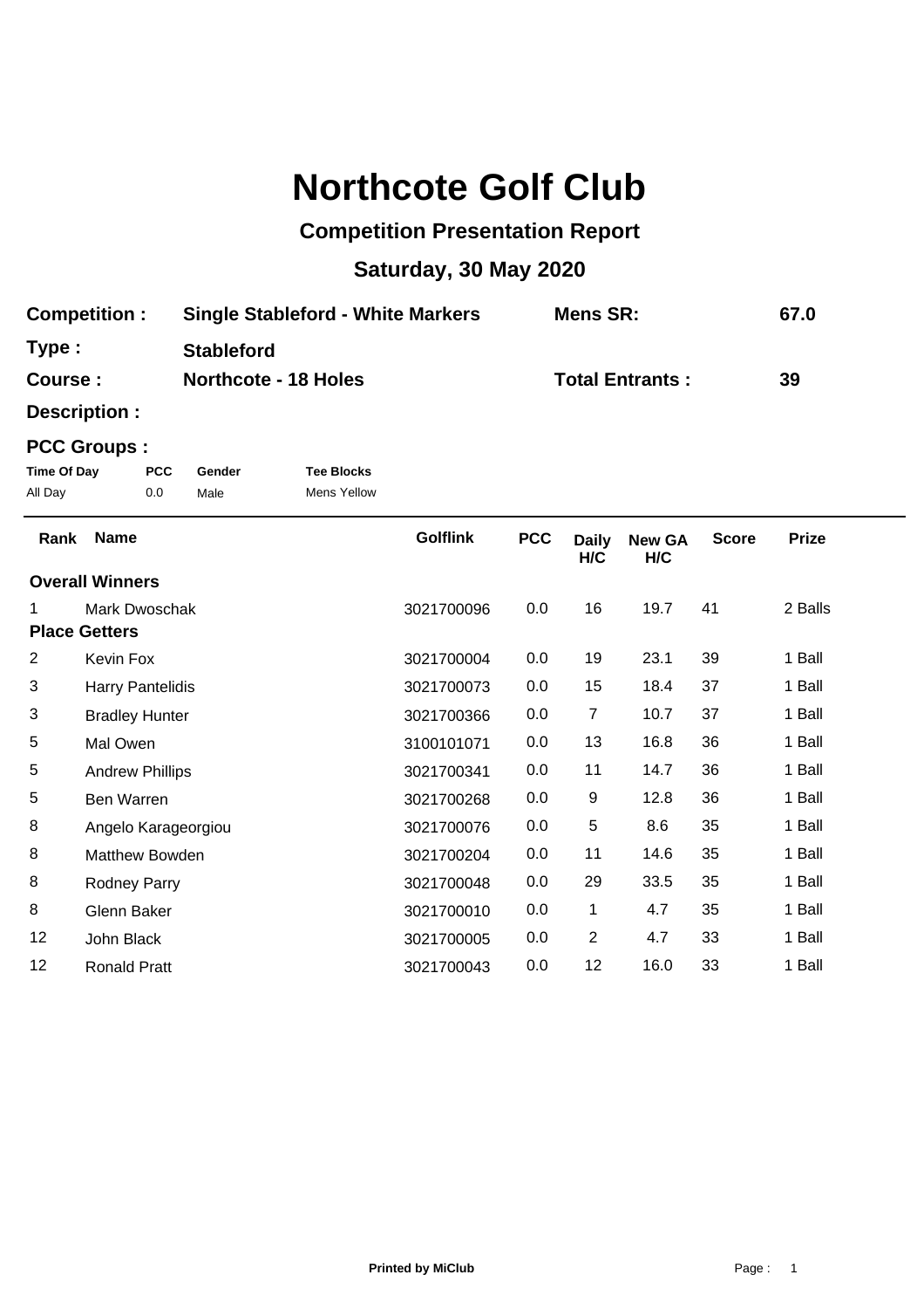# Northcote Golf Club

## Competition Presentation Report

## Saturday, 30 May 2020

| | | | |
|---|---|---|---|
| **Competition :** | **Single Stableford - White Markers** | **Mens SR:** | **67.0** |
| **Type :** | **Stableford** | | |
| **Course :** | **Northcote - 18 Holes** | **Total Entrants :** | **39** |
| **Description :** | | | |

**PCC Groups :**

| Time Of Day | PCC | Gender | Tee Blocks |
|---|---|---|---|
| All Day | 0.0 | Male | Mens Yellow |

| Rank | Name | Golflink | PCC | Daily H/C | New GA H/C | Score | Prize |
|---|---|---|---|---|---|---|---|
| **Overall Winners** | | | | | | | |
| 1 | Mark Dwoschak | 3021700096 | 0.0 | 16 | 19.7 | 41 | 2 Balls |
| **Place Getters** | | | | | | | |
| 2 | Kevin Fox | 3021700004 | 0.0 | 19 | 23.1 | 39 | 1 Ball |
| 3 | Harry Pantelidis | 3021700073 | 0.0 | 15 | 18.4 | 37 | 1 Ball |
| 3 | Bradley Hunter | 3021700366 | 0.0 | 7 | 10.7 | 37 | 1 Ball |
| 5 | Mal Owen | 3100101071 | 0.0 | 13 | 16.8 | 36 | 1 Ball |
| 5 | Andrew Phillips | 3021700341 | 0.0 | 11 | 14.7 | 36 | 1 Ball |
| 5 | Ben Warren | 3021700268 | 0.0 | 9 | 12.8 | 36 | 1 Ball |
| 8 | Angelo Karageorgiou | 3021700076 | 0.0 | 5 | 8.6 | 35 | 1 Ball |
| 8 | Matthew Bowden | 3021700204 | 0.0 | 11 | 14.6 | 35 | 1 Ball |
| 8 | Rodney Parry | 3021700048 | 0.0 | 29 | 33.5 | 35 | 1 Ball |
| 8 | Glenn Baker | 3021700010 | 0.0 | 1 | 4.7 | 35 | 1 Ball |
| 12 | John Black | 3021700005 | 0.0 | 2 | 4.7 | 33 | 1 Ball |
| 12 | Ronald Pratt | 3021700043 | 0.0 | 12 | 16.0 | 33 | 1 Ball |

**Printed by MiClub**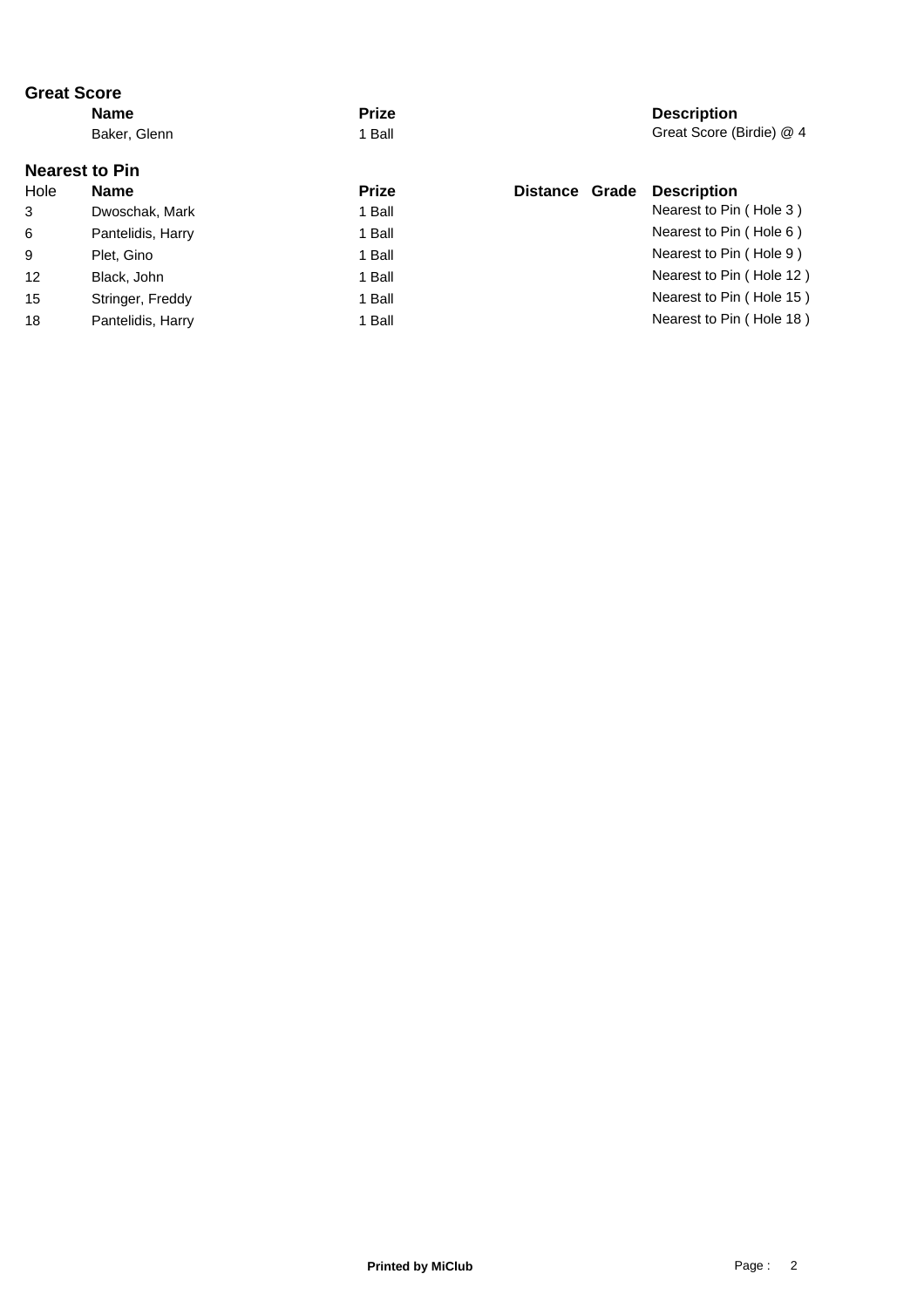## Great Score

| | Name | Prize | Description |
|---|---|---|---|
| | Baker, Glenn | 1 Ball | Great Score (Birdie) @ 4 |

## Nearest to Pin

| Hole | Name | Prize | Distance | Grade | Description |
|---|---|---|---|---|---|
| 3 | Dwoschak, Mark | 1 Ball | | | Nearest to Pin ( Hole 3 ) |
| 6 | Pantelidis, Harry | 1 Ball | | | Nearest to Pin ( Hole 6 ) |
| 9 | Plet, Gino | 1 Ball | | | Nearest to Pin ( Hole 9 ) |
| 12 | Black, John | 1 Ball | | | Nearest to Pin ( Hole 12 ) |
| 15 | Stringer, Freddy | 1 Ball | | | Nearest to Pin ( Hole 15 ) |
| 18 | Pantelidis, Harry | 1 Ball | | | Nearest to Pin ( Hole 18 ) |

**Printed by MiClub**